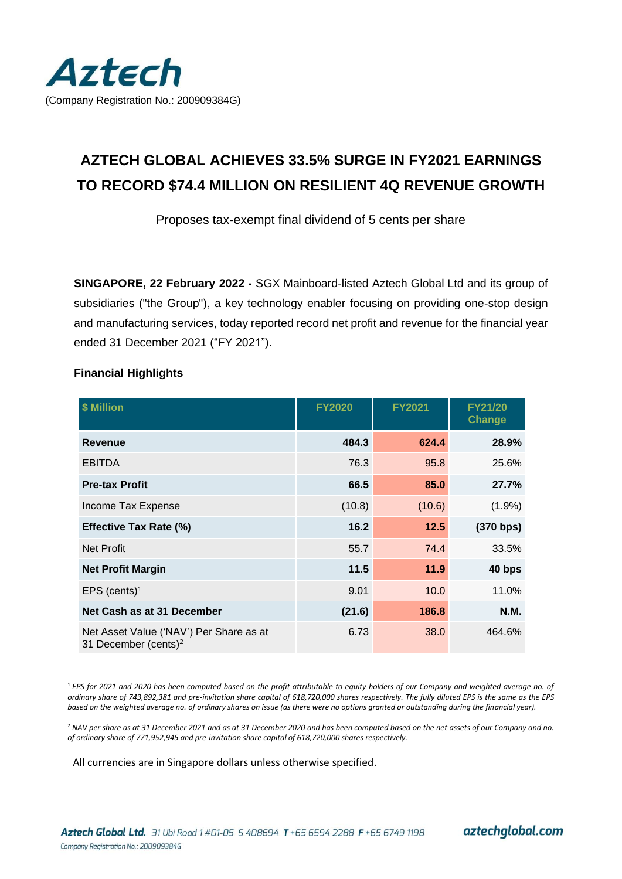Aztech

(Company Registration No.: 200909384G)

# AZTECH GLOBAL ACHIEVES 33.5% SURGE IN FY2021 EARNINGS TO RECORD $74.4 MILLION ON RESILIENT 4Q REVENUE GROWTH

Proposes tax-exempt final dividend of 5 cents per share

**SINGAPORE, 22 February 2022 -** SGX Mainboard-listed Aztech Global Ltd and its group of subsidiaries ("the Group"), a key technology enabler focusing on providing one-stop design and manufacturing services, today reported record net profit and revenue for the financial year ended 31 December 2021 ("FY 2021").

**Financial Highlights**

| $ Million | FY2020 | FY2021 | FY21/20 Change |
|---|---|---|---|
| **Revenue** | **484.3** | **624.4** | **28.9%** |
| EBITDA | 76.3 | 95.8 | 25.6% |
| **Pre-tax Profit** | **66.5** | **85.0** | **27.7%** |
| Income Tax Expense | (10.8) | (10.6) | (1.9%) |
| **Effective Tax Rate (%)** | **16.2** | **12.5** | **(370 bps)** |
| Net Profit | 55.7 | 74.4 | 33.5% |
| **Net Profit Margin** | **11.5** | **11.9** | **40 bps** |
| EPS (cents)[1] | 9.01 | 10.0 | 11.0% |
| **Net Cash as at 31 December** | **(21.6)** | **186.8** | **N.M.** |
| Net Asset Value ('NAV') Per Share as at 31 December (cents)[2] | 6.73 | 38.0 | 464.6% |

[1] *EPS for 2021 and 2020 has been computed based on the profit attributable to equity holders of our Company and weighted average no. of ordinary share of 743,892,381 and pre-invitation share capital of 618,720,000 shares respectively. The fully diluted EPS is the same as the EPS based on the weighted average no. of ordinary shares on issue (as there were no options granted or outstanding during the financial year).*

[2] *NAV per share as at 31 December 2021 and as at 31 December 2020 and has been computed based on the net assets of our Company and no. of ordinary share of 771,952,945 and pre-invitation share capital of 618,720,000 shares respectively.*

All currencies are in Singapore dollars unless otherwise specified.

**Aztech Global Ltd.** 31 Ubi Road 1 #01-05 S 408694 **T** +65 6594 2288 **F** +65 6749 1198 aztechglobal.com
Company Registration No.: 200909384G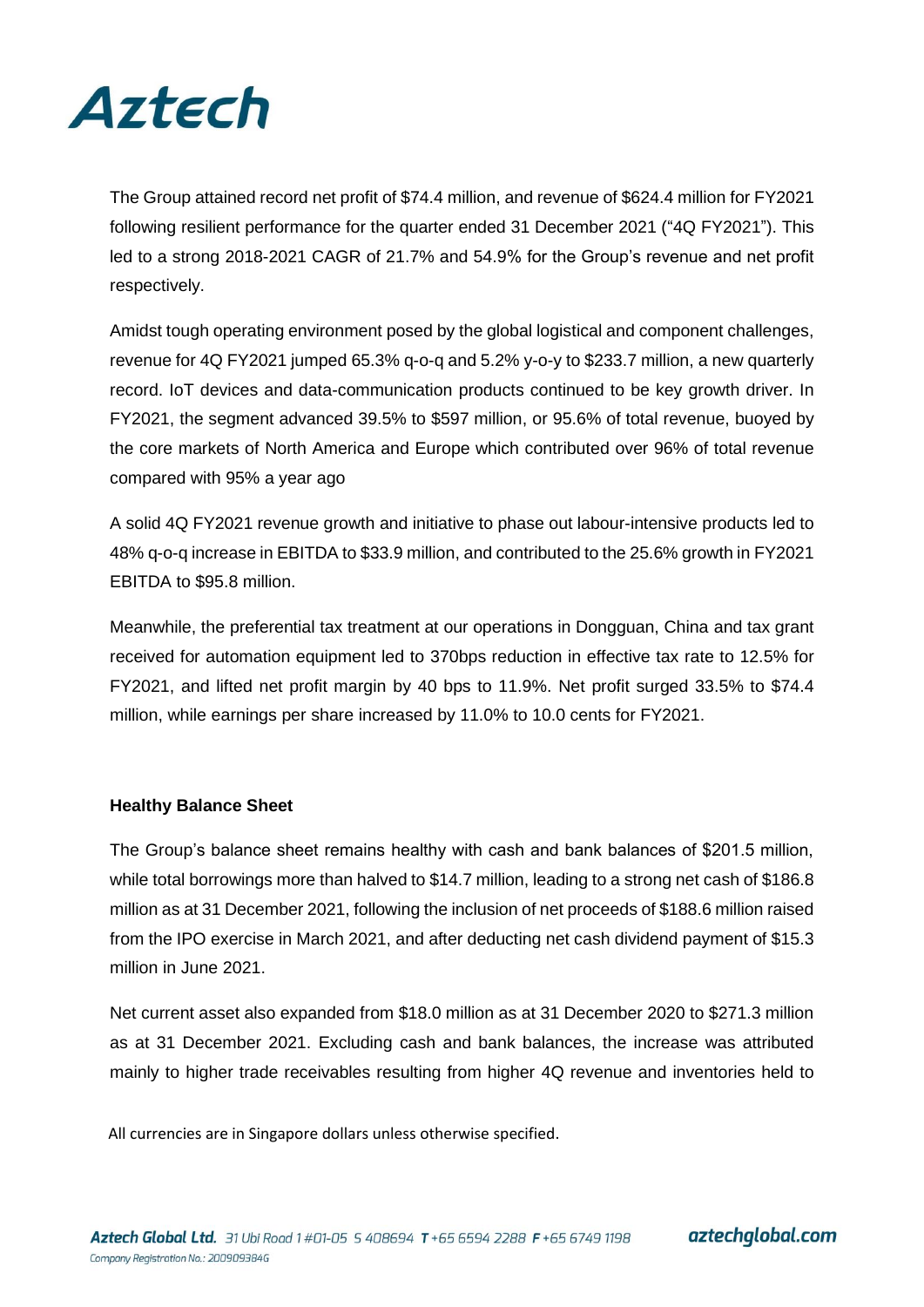The Group attained record net profit of $74.4 million, and revenue of $624.4 million for FY2021 following resilient performance for the quarter ended 31 December 2021 ("4Q FY2021"). This led to a strong 2018-2021 CAGR of 21.7% and 54.9% for the Group's revenue and net profit respectively.

Amidst tough operating environment posed by the global logistical and component challenges, revenue for 4Q FY2021 jumped 65.3% q-o-q and 5.2% y-o-y to $233.7 million, a new quarterly record. IoT devices and data-communication products continued to be key growth driver. In FY2021, the segment advanced 39.5% to $597 million, or 95.6% of total revenue, buoyed by the core markets of North America and Europe which contributed over 96% of total revenue compared with 95% a year ago

A solid 4Q FY2021 revenue growth and initiative to phase out labour-intensive products led to 48% q-o-q increase in EBITDA to $33.9 million, and contributed to the 25.6% growth in FY2021 EBITDA to $95.8 million.

Meanwhile, the preferential tax treatment at our operations in Dongguan, China and tax grant received for automation equipment led to 370bps reduction in effective tax rate to 12.5% for FY2021, and lifted net profit margin by 40 bps to 11.9%. Net profit surged 33.5% to $74.4 million, while earnings per share increased by 11.0% to 10.0 cents for FY2021.

**Healthy Balance Sheet**

The Group's balance sheet remains healthy with cash and bank balances of $201.5 million, while total borrowings more than halved to $14.7 million, leading to a strong net cash of $186.8 million as at 31 December 2021, following the inclusion of net proceeds of $188.6 million raised from the IPO exercise in March 2021, and after deducting net cash dividend payment of $15.3 million in June 2021.

Net current asset also expanded from $18.0 million as at 31 December 2020 to $271.3 million as at 31 December 2021. Excluding cash and bank balances, the increase was attributed mainly to higher trade receivables resulting from higher 4Q revenue and inventories held to

All currencies are in Singapore dollars unless otherwise specified.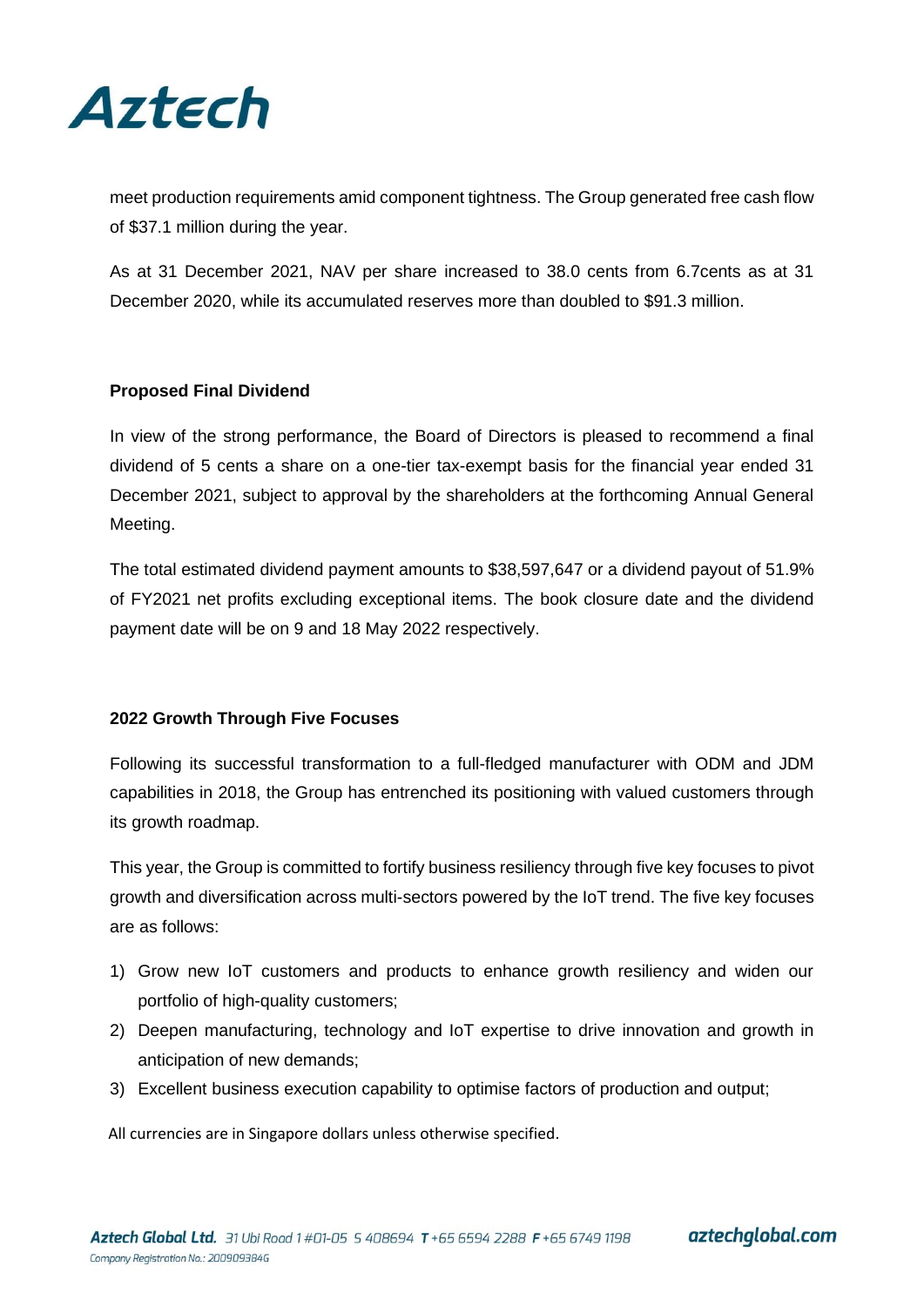meet production requirements amid component tightness. The Group generated free cash flow of $37.1 million during the year.

As at 31 December 2021, NAV per share increased to 38.0 cents from 6.7cents as at 31 December 2020, while its accumulated reserves more than doubled to $91.3 million.

**Proposed Final Dividend**

In view of the strong performance, the Board of Directors is pleased to recommend a final dividend of 5 cents a share on a one-tier tax-exempt basis for the financial year ended 31 December 2021, subject to approval by the shareholders at the forthcoming Annual General Meeting.

The total estimated dividend payment amounts to $38,597,647 or a dividend payout of 51.9% of FY2021 net profits excluding exceptional items. The book closure date and the dividend payment date will be on 9 and 18 May 2022 respectively.

**2022 Growth Through Five Focuses**

Following its successful transformation to a full-fledged manufacturer with ODM and JDM capabilities in 2018, the Group has entrenched its positioning with valued customers through its growth roadmap.

This year, the Group is committed to fortify business resiliency through five key focuses to pivot growth and diversification across multi-sectors powered by the IoT trend. The five key focuses are as follows:

1) Grow new IoT customers and products to enhance growth resiliency and widen our portfolio of high-quality customers;
2) Deepen manufacturing, technology and IoT expertise to drive innovation and growth in anticipation of new demands;
3) Excellent business execution capability to optimise factors of production and output;

All currencies are in Singapore dollars unless otherwise specified.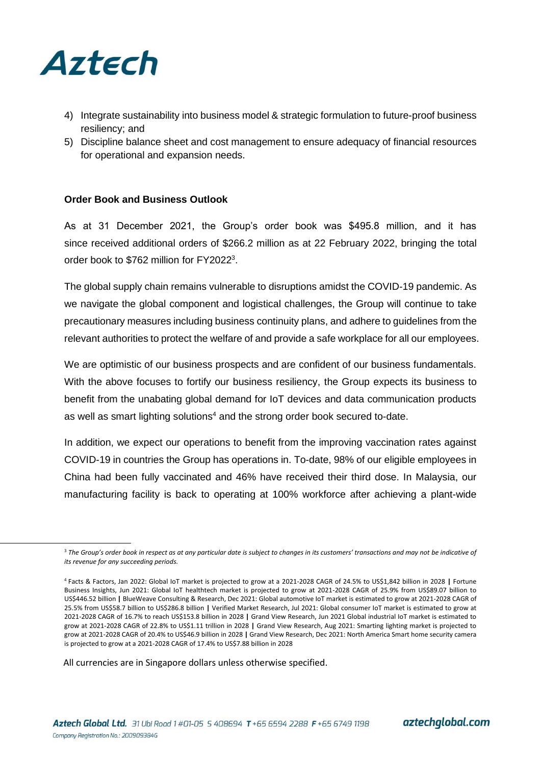4) Integrate sustainability into business model & strategic formulation to future-proof business resiliency; and
5) Discipline balance sheet and cost management to ensure adequacy of financial resources for operational and expansion needs.

**Order Book and Business Outlook**

As at 31 December 2021, the Group's order book was $495.8 million, and it has since received additional orders of $266.2 million as at 22 February 2022, bringing the total order book to $762 million for FY2022[3].

The global supply chain remains vulnerable to disruptions amidst the COVID-19 pandemic. As we navigate the global component and logistical challenges, the Group will continue to take precautionary measures including business continuity plans, and adhere to guidelines from the relevant authorities to protect the welfare of and provide a safe workplace for all our employees.

We are optimistic of our business prospects and are confident of our business fundamentals. With the above focuses to fortify our business resiliency, the Group expects its business to benefit from the unabating global demand for IoT devices and data communication products as well as smart lighting solutions[4] and the strong order book secured to-date.

In addition, we expect our operations to benefit from the improving vaccination rates against COVID-19 in countries the Group has operations in. To-date, 98% of our eligible employees in China had been fully vaccinated and 46% have received their third dose. In Malaysia, our manufacturing facility is back to operating at 100% workforce after achieving a plant-wide

---

[3] *The Group's order book in respect as at any particular date is subject to changes in its customers' transactions and may not be indicative of its revenue for any succeeding periods.*

[4] Facts & Factors, Jan 2022: Global IoT market is projected to grow at a 2021-2028 CAGR of 24.5% to US$1,842 billion in 2028 | Fortune Business Insights, Jun 2021: Global IoT healthtech market is projected to grow at 2021-2028 CAGR of 25.9% from US$89.07 billion to US$446.52 billion | BlueWeave Consulting & Research, Dec 2021: Global automotive IoT market is estimated to grow at 2021-2028 CAGR of 25.5% from US$58.7 billion to US$286.8 billion | Verified Market Research, Jul 2021: Global consumer IoT market is estimated to grow at 2021-2028 CAGR of 16.7% to reach US$153.8 billion in 2028 | Grand View Research, Jun 2021 Global industrial IoT market is estimated to grow at 2021-2028 CAGR of 22.8% to US$1.11 trillion in 2028 | Grand View Research, Aug 2021: Smarting lighting market is projected to grow at 2021-2028 CAGR of 20.4% to US$46.9 billion in 2028 | Grand View Research, Dec 2021: North America Smart home security camera is projected to grow at a 2021-2028 CAGR of 17.4% to US$7.88 billion in 2028

All currencies are in Singapore dollars unless otherwise specified.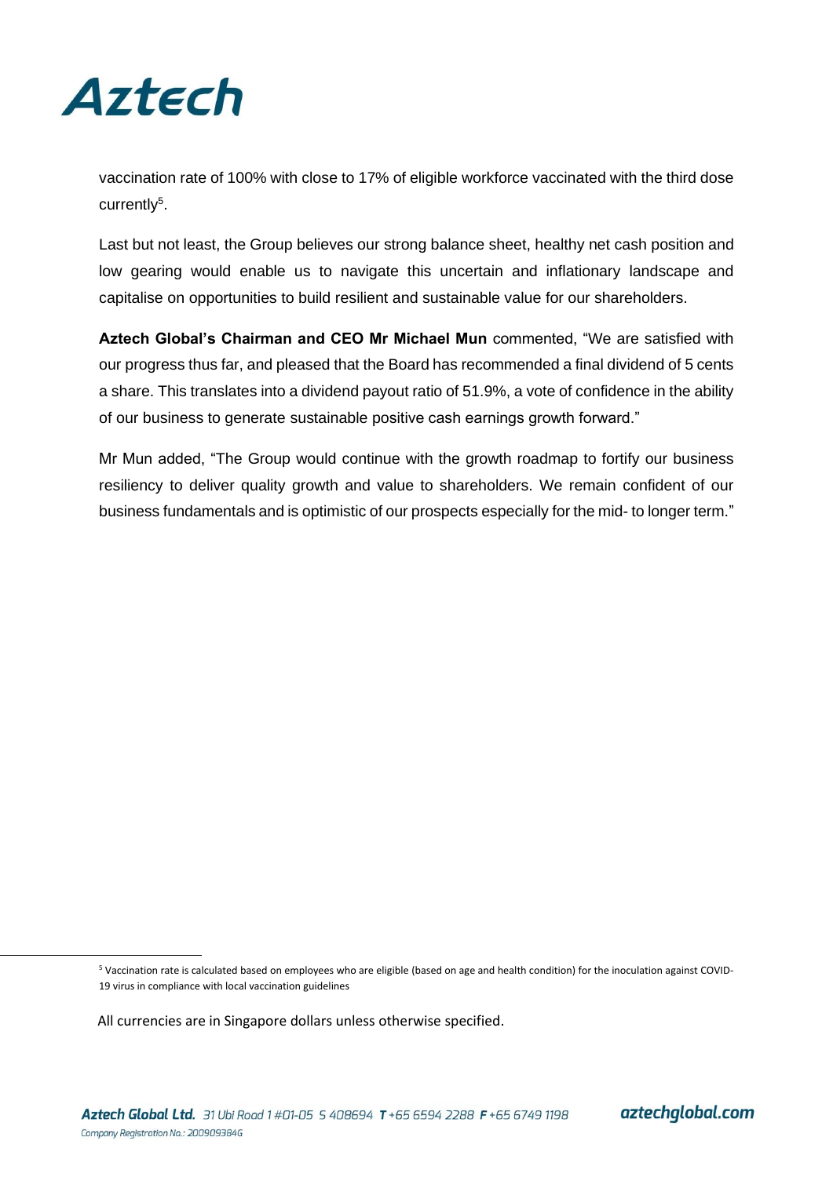vaccination rate of 100% with close to 17% of eligible workforce vaccinated with the third dose currently[5].

Last but not least, the Group believes our strong balance sheet, healthy net cash position and low gearing would enable us to navigate this uncertain and inflationary landscape and capitalise on opportunities to build resilient and sustainable value for our shareholders.

**Aztech Global's Chairman and CEO Mr Michael Mun** commented, "We are satisfied with our progress thus far, and pleased that the Board has recommended a final dividend of 5 cents a share. This translates into a dividend payout ratio of 51.9%, a vote of confidence in the ability of our business to generate sustainable positive cash earnings growth forward."

Mr Mun added, "The Group would continue with the growth roadmap to fortify our business resiliency to deliver quality growth and value to shareholders. We remain confident of our business fundamentals and is optimistic of our prospects especially for the mid- to longer term."

[5] Vaccination rate is calculated based on employees who are eligible (based on age and health condition) for the inoculation against COVID-19 virus in compliance with local vaccination guidelines

All currencies are in Singapore dollars unless otherwise specified.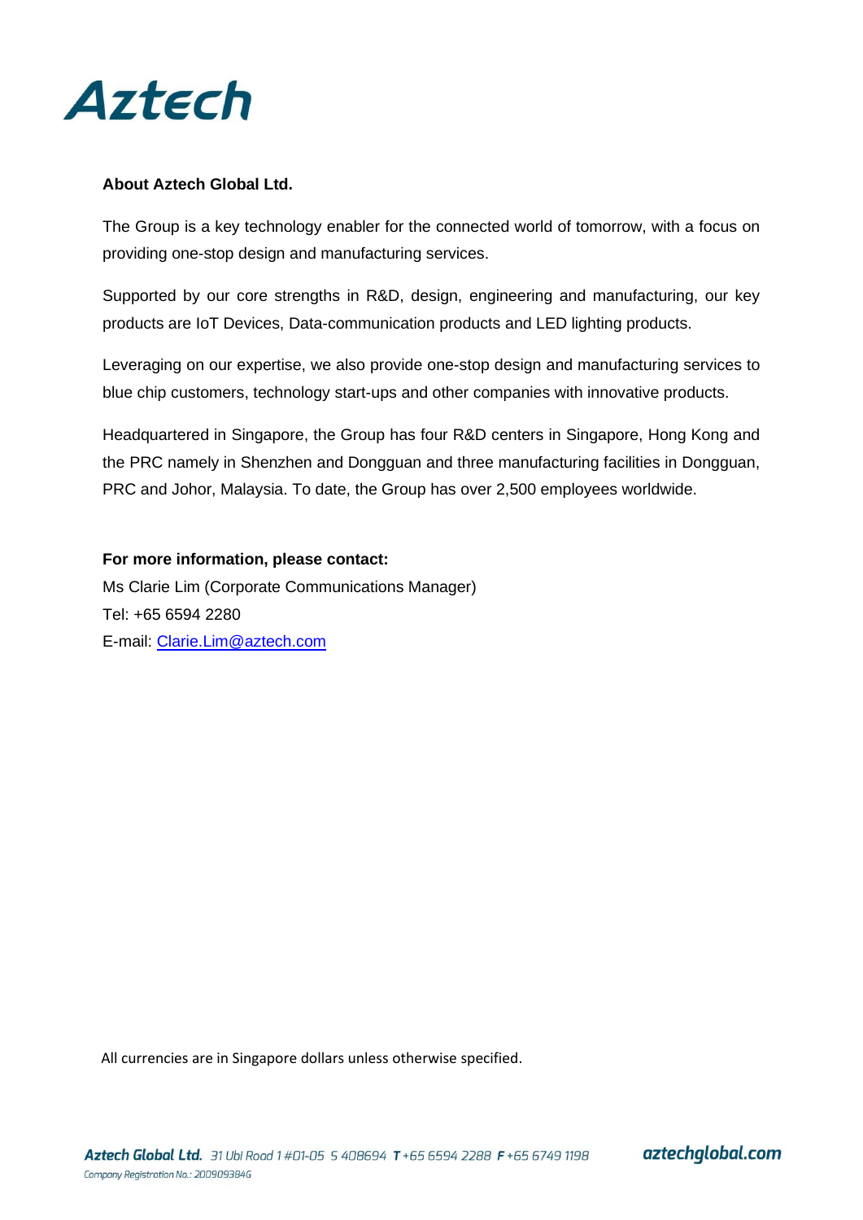**About Aztech Global Ltd.**

The Group is a key technology enabler for the connected world of tomorrow, with a focus on providing one-stop design and manufacturing services.

Supported by our core strengths in R&D, design, engineering and manufacturing, our key products are IoT Devices, Data-communication products and LED lighting products.

Leveraging on our expertise, we also provide one-stop design and manufacturing services to blue chip customers, technology start-ups and other companies with innovative products.

Headquartered in Singapore, the Group has four R&D centers in Singapore, Hong Kong and the PRC namely in Shenzhen and Dongguan and three manufacturing facilities in Dongguan, PRC and Johor, Malaysia. To date, the Group has over 2,500 employees worldwide.

**For more information, please contact:**

Ms Clarie Lim (Corporate Communications Manager)
Tel: +65 6594 2280
E-mail: Clarie.Lim@aztech.com

All currencies are in Singapore dollars unless otherwise specified.